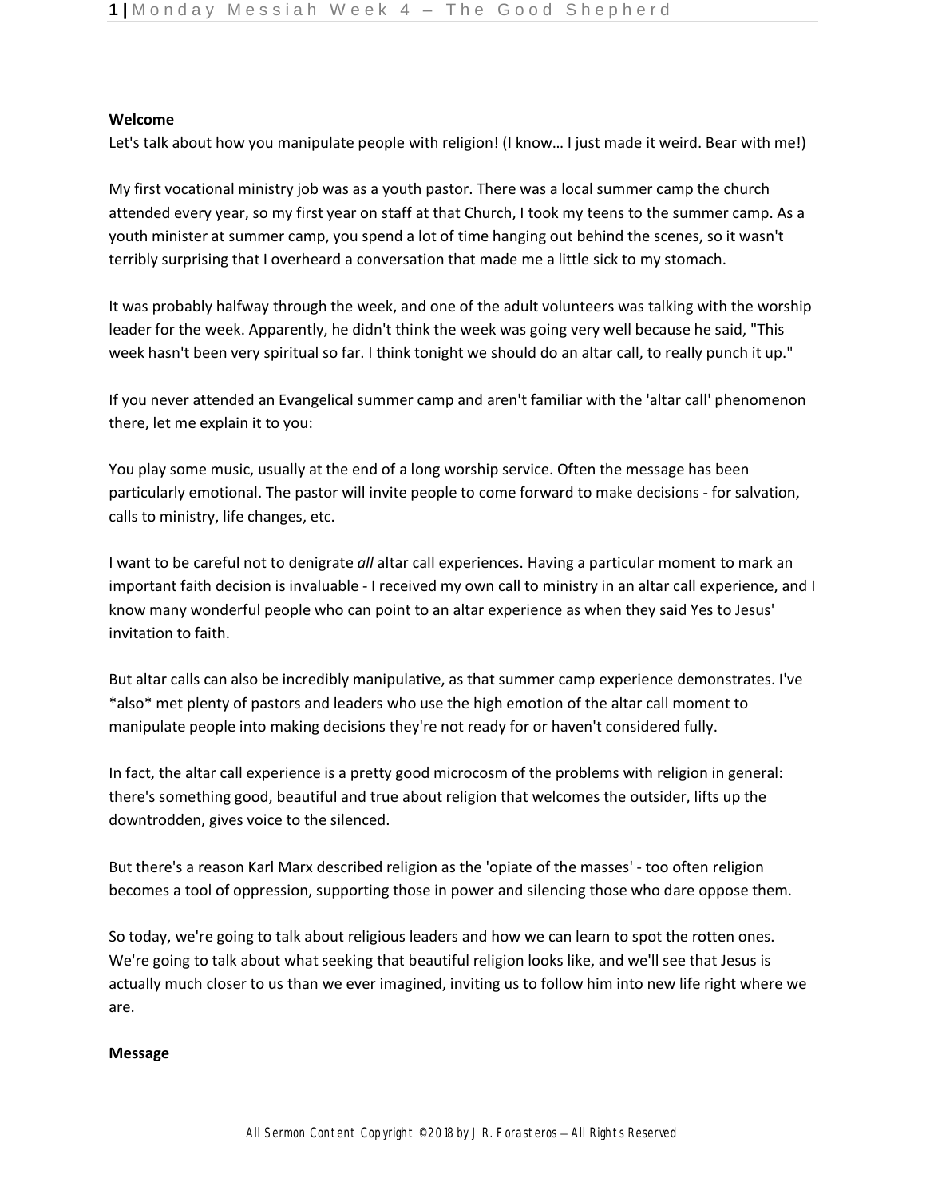**Welcome**

Let's talk about how you manipulate people with religion! (I know… I just made it weird. Bear with me!)

My first vocational ministry job was as a youth pastor. There was a local summer camp the church attended every year, so my first year on staff at that Church, I took my teens to the summer camp. As a youth minister at summer camp, you spend a lot of time hanging out behind the scenes, so it wasn't terribly surprising that I overheard a conversation that made me a little sick to my stomach.

It was probably halfway through the week, and one of the adult volunteers was talking with the worship leader for the week. Apparently, he didn't think the week was going very well because he said, "This week hasn't been very spiritual so far. I think tonight we should do an altar call, to really punch it up."

If you never attended an Evangelical summer camp and aren't familiar with the 'altar call' phenomenon there, let me explain it to you:

You play some music, usually at the end of a long worship service. Often the message has been particularly emotional. The pastor will invite people to come forward to make decisions - for salvation, calls to ministry, life changes, etc.

I want to be careful not to denigrate *all* altar call experiences. Having a particular moment to mark an important faith decision is invaluable - I received my own call to ministry in an altar call experience, and I know many wonderful people who can point to an altar experience as when they said Yes to Jesus' invitation to faith.

But altar calls can also be incredibly manipulative, as that summer camp experience demonstrates. I've *also* met plenty of pastors and leaders who use the high emotion of the altar call moment to manipulate people into making decisions they're not ready for or haven't considered fully.

In fact, the altar call experience is a pretty good microcosm of the problems with religion in general: there's something good, beautiful and true about religion that welcomes the outsider, lifts up the downtrodden, gives voice to the silenced.

But there's a reason Karl Marx described religion as the 'opiate of the masses' - too often religion becomes a tool of oppression, supporting those in power and silencing those who dare oppose them.

So today, we're going to talk about religious leaders and how we can learn to spot the rotten ones. We're going to talk about what seeking that beautiful religion looks like, and we'll see that Jesus is actually much closer to us than we ever imagined, inviting us to follow him into new life right where we are.

**Message**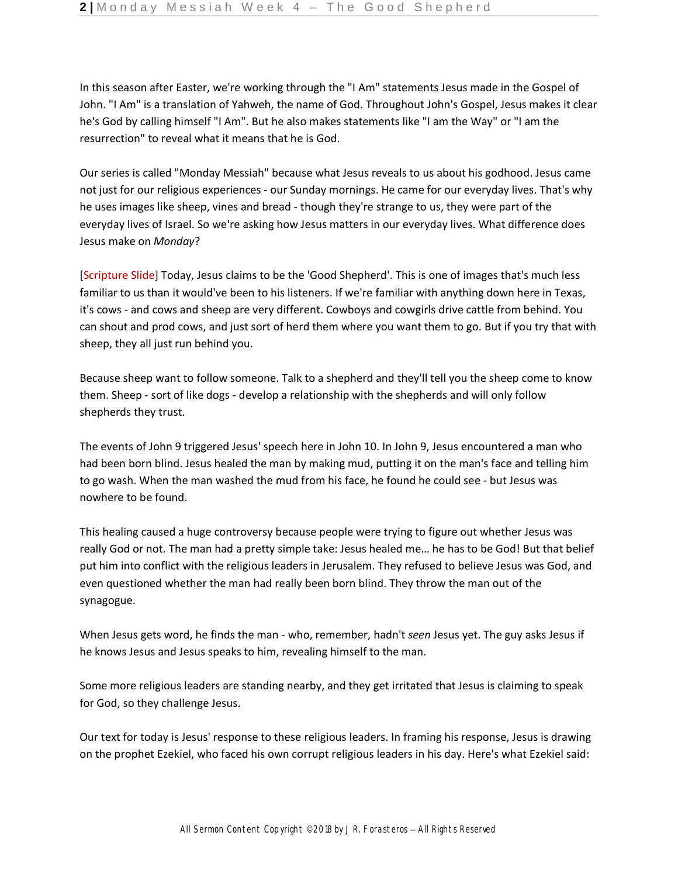In this season after Easter, we're working through the "I Am" statements Jesus made in the Gospel of John. "I Am" is a translation of Yahweh, the name of God. Throughout John's Gospel, Jesus makes it clear he's God by calling himself "I Am". But he also makes statements like "I am the Way" or "I am the resurrection" to reveal what it means that he is God.

Our series is called "Monday Messiah" because what Jesus reveals to us about his godhood. Jesus came not just for our religious experiences - our Sunday mornings. He came for our everyday lives. That's why he uses images like sheep, vines and bread - though they're strange to us, they were part of the everyday lives of Israel. So we're asking how Jesus matters in our everyday lives. What difference does Jesus make on *Monday*?

[Scripture Slide] Today, Jesus claims to be the 'Good Shepherd'. This is one of images that's much less familiar to us than it would've been to his listeners. If we're familiar with anything down here in Texas, it's cows - and cows and sheep are very different. Cowboys and cowgirls drive cattle from behind. You can shout and prod cows, and just sort of herd them where you want them to go. But if you try that with sheep, they all just run behind you.

Because sheep want to follow someone. Talk to a shepherd and they'll tell you the sheep come to know them. Sheep - sort of like dogs - develop a relationship with the shepherds and will only follow shepherds they trust.

The events of John 9 triggered Jesus' speech here in John 10. In John 9, Jesus encountered a man who had been born blind. Jesus healed the man by making mud, putting it on the man's face and telling him to go wash. When the man washed the mud from his face, he found he could see - but Jesus was nowhere to be found.

This healing caused a huge controversy because people were trying to figure out whether Jesus was really God or not. The man had a pretty simple take: Jesus healed me… he has to be God! But that belief put him into conflict with the religious leaders in Jerusalem. They refused to believe Jesus was God, and even questioned whether the man had really been born blind. They throw the man out of the synagogue.

When Jesus gets word, he finds the man - who, remember, hadn't *seen* Jesus yet. The guy asks Jesus if he knows Jesus and Jesus speaks to him, revealing himself to the man.

Some more religious leaders are standing nearby, and they get irritated that Jesus is claiming to speak for God, so they challenge Jesus.

Our text for today is Jesus' response to these religious leaders. In framing his response, Jesus is drawing on the prophet Ezekiel, who faced his own corrupt religious leaders in his day. Here's what Ezekiel said: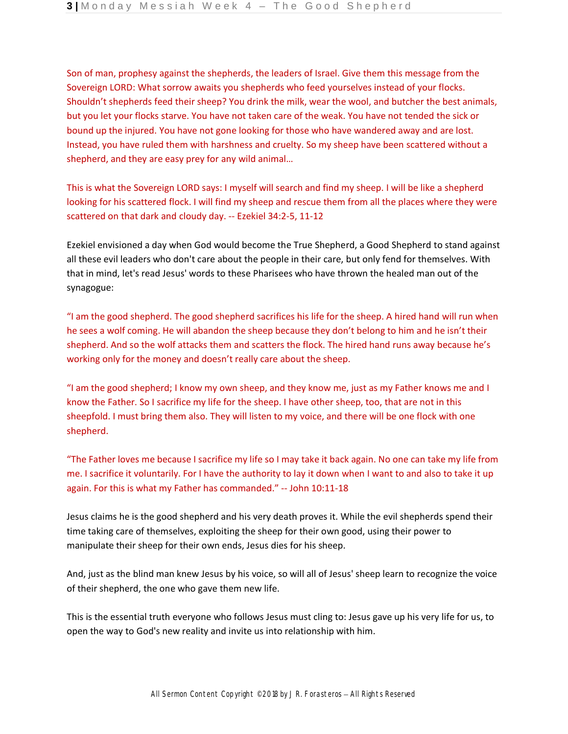Son of man, prophesy against the shepherds, the leaders of Israel. Give them this message from the Sovereign LORD: What sorrow awaits you shepherds who feed yourselves instead of your flocks. Shouldn't shepherds feed their sheep? You drink the milk, wear the wool, and butcher the best animals, but you let your flocks starve. You have not taken care of the weak. You have not tended the sick or bound up the injured. You have not gone looking for those who have wandered away and are lost. Instead, you have ruled them with harshness and cruelty. So my sheep have been scattered without a shepherd, and they are easy prey for any wild animal…

This is what the Sovereign LORD says: I myself will search and find my sheep. I will be like a shepherd looking for his scattered flock. I will find my sheep and rescue them from all the places where they were scattered on that dark and cloudy day. -- Ezekiel 34:2-5, 11-12

Ezekiel envisioned a day when God would become the True Shepherd, a Good Shepherd to stand against all these evil leaders who don't care about the people in their care, but only fend for themselves. With that in mind, let's read Jesus' words to these Pharisees who have thrown the healed man out of the synagogue:

"I am the good shepherd. The good shepherd sacrifices his life for the sheep. A hired hand will run when he sees a wolf coming. He will abandon the sheep because they don't belong to him and he isn't their shepherd. And so the wolf attacks them and scatters the flock. The hired hand runs away because he's working only for the money and doesn't really care about the sheep.

"I am the good shepherd; I know my own sheep, and they know me, just as my Father knows me and I know the Father. So I sacrifice my life for the sheep. I have other sheep, too, that are not in this sheepfold. I must bring them also. They will listen to my voice, and there will be one flock with one shepherd.

"The Father loves me because I sacrifice my life so I may take it back again. No one can take my life from me. I sacrifice it voluntarily. For I have the authority to lay it down when I want to and also to take it up again. For this is what my Father has commanded." -- John 10:11-18

Jesus claims he is the good shepherd and his very death proves it. While the evil shepherds spend their time taking care of themselves, exploiting the sheep for their own good, using their power to manipulate their sheep for their own ends, Jesus dies for his sheep.

And, just as the blind man knew Jesus by his voice, so will all of Jesus' sheep learn to recognize the voice of their shepherd, the one who gave them new life.

This is the essential truth everyone who follows Jesus must cling to: Jesus gave up his very life for us, to open the way to God's new reality and invite us into relationship with him.

All Sermon Content Copyright ©2018 by J. R. Forasteros – All Rights Reserved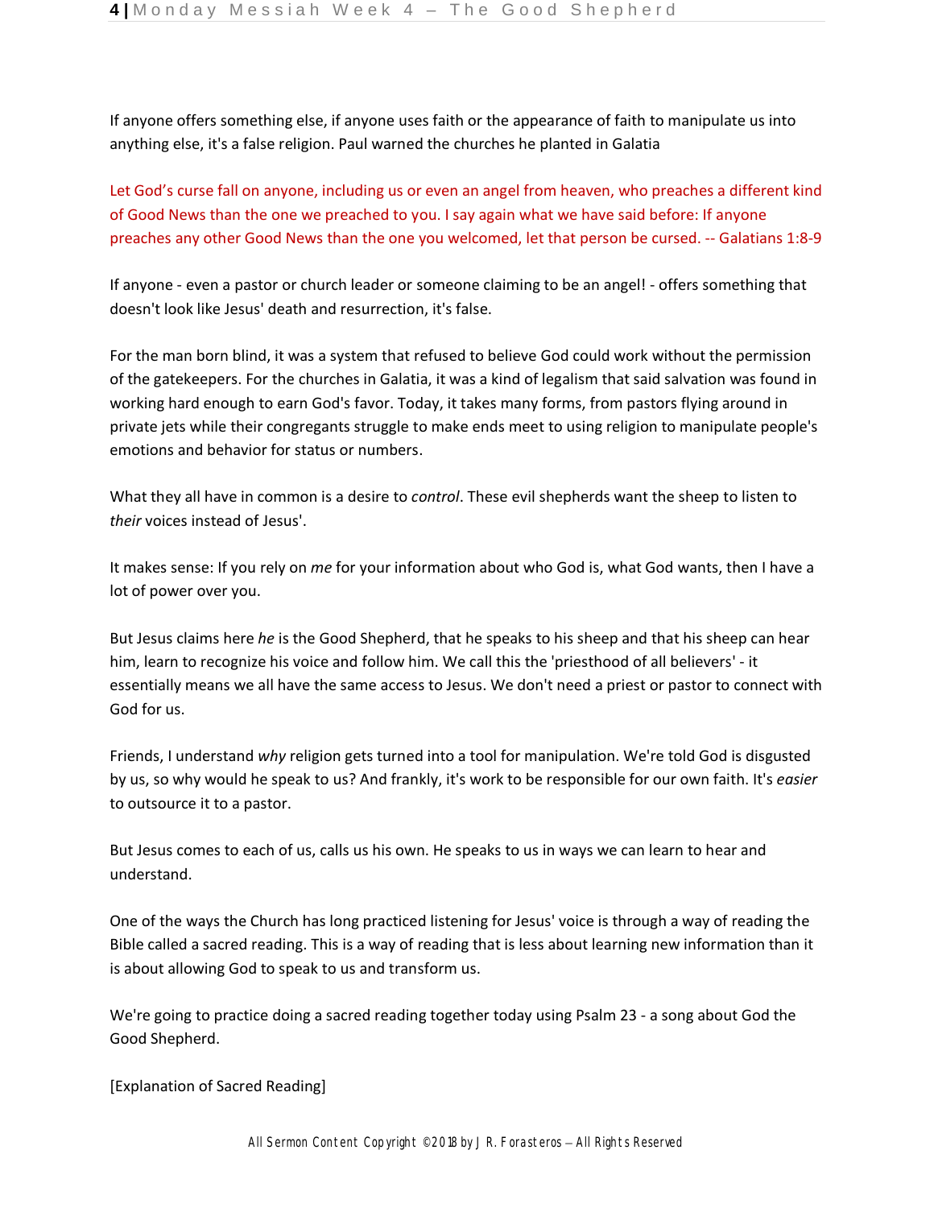If anyone offers something else, if anyone uses faith or the appearance of faith to manipulate us into anything else, it's a false religion. Paul warned the churches he planted in Galatia

Let God's curse fall on anyone, including us or even an angel from heaven, who preaches a different kind of Good News than the one we preached to you. I say again what we have said before: If anyone preaches any other Good News than the one you welcomed, let that person be cursed. -- Galatians 1:8-9

If anyone - even a pastor or church leader or someone claiming to be an angel! - offers something that doesn't look like Jesus' death and resurrection, it's false.

For the man born blind, it was a system that refused to believe God could work without the permission of the gatekeepers. For the churches in Galatia, it was a kind of legalism that said salvation was found in working hard enough to earn God's favor. Today, it takes many forms, from pastors flying around in private jets while their congregants struggle to make ends meet to using religion to manipulate people's emotions and behavior for status or numbers.

What they all have in common is a desire to *control*. These evil shepherds want the sheep to listen to *their* voices instead of Jesus'.

It makes sense: If you rely on *me* for your information about who God is, what God wants, then I have a lot of power over you.

But Jesus claims here *he* is the Good Shepherd, that he speaks to his sheep and that his sheep can hear him, learn to recognize his voice and follow him. We call this the 'priesthood of all believers' - it essentially means we all have the same access to Jesus. We don't need a priest or pastor to connect with God for us.

Friends, I understand *why* religion gets turned into a tool for manipulation. We're told God is disgusted by us, so why would he speak to us? And frankly, it's work to be responsible for our own faith. It's *easier* to outsource it to a pastor.

But Jesus comes to each of us, calls us his own. He speaks to us in ways we can learn to hear and understand.

One of the ways the Church has long practiced listening for Jesus' voice is through a way of reading the Bible called a sacred reading. This is a way of reading that is less about learning new information than it is about allowing God to speak to us and transform us.

We're going to practice doing a sacred reading together today using Psalm 23 - a song about God the Good Shepherd.

[Explanation of Sacred Reading]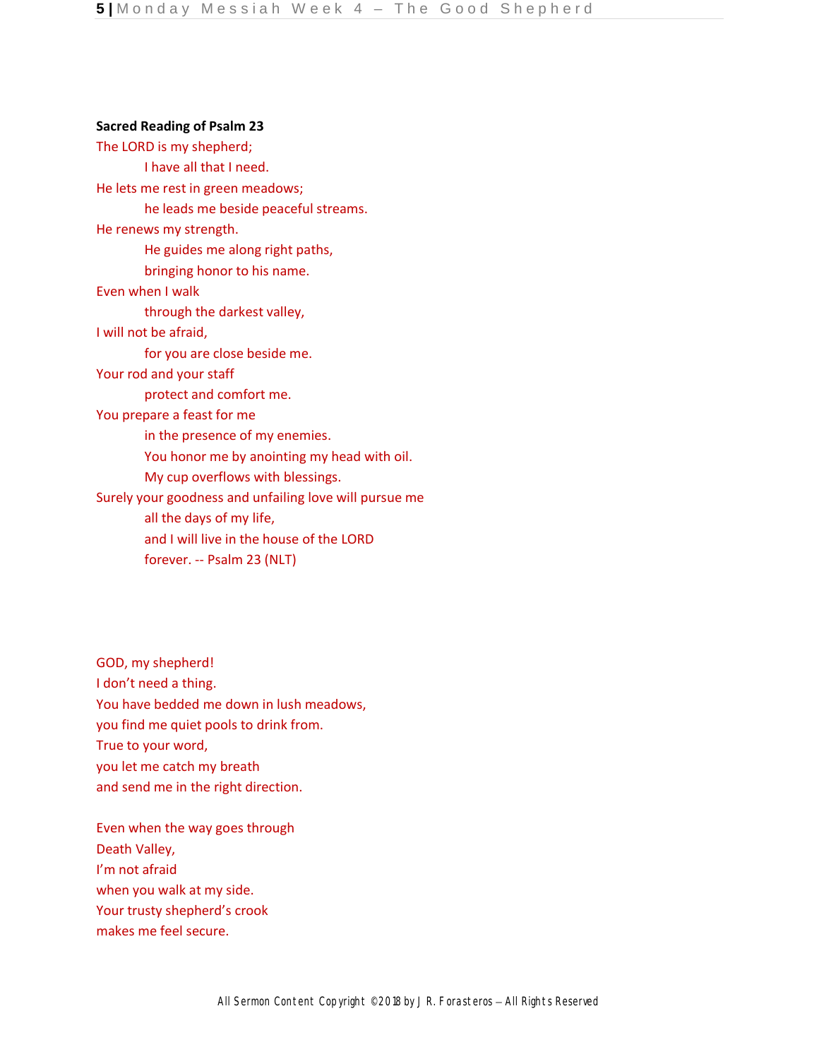**Sacred Reading of Psalm 23**

The LORD is my shepherd;
    I have all that I need.
He lets me rest in green meadows;
    he leads me beside peaceful streams.
He renews my strength.
    He guides me along right paths,
    bringing honor to his name.
Even when I walk
    through the darkest valley,
I will not be afraid,
    for you are close beside me.
Your rod and your staff
    protect and comfort me.
You prepare a feast for me
    in the presence of my enemies.
    You honor me by anointing my head with oil.
    My cup overflows with blessings.
Surely your goodness and unfailing love will pursue me
    all the days of my life,
    and I will live in the house of the LORD
    forever. -- Psalm 23 (NLT)

GOD, my shepherd!
I don't need a thing.
You have bedded me down in lush meadows,
you find me quiet pools to drink from.
True to your word,
you let me catch my breath
and send me in the right direction.

Even when the way goes through
Death Valley,
I'm not afraid
when you walk at my side.
Your trusty shepherd's crook
makes me feel secure.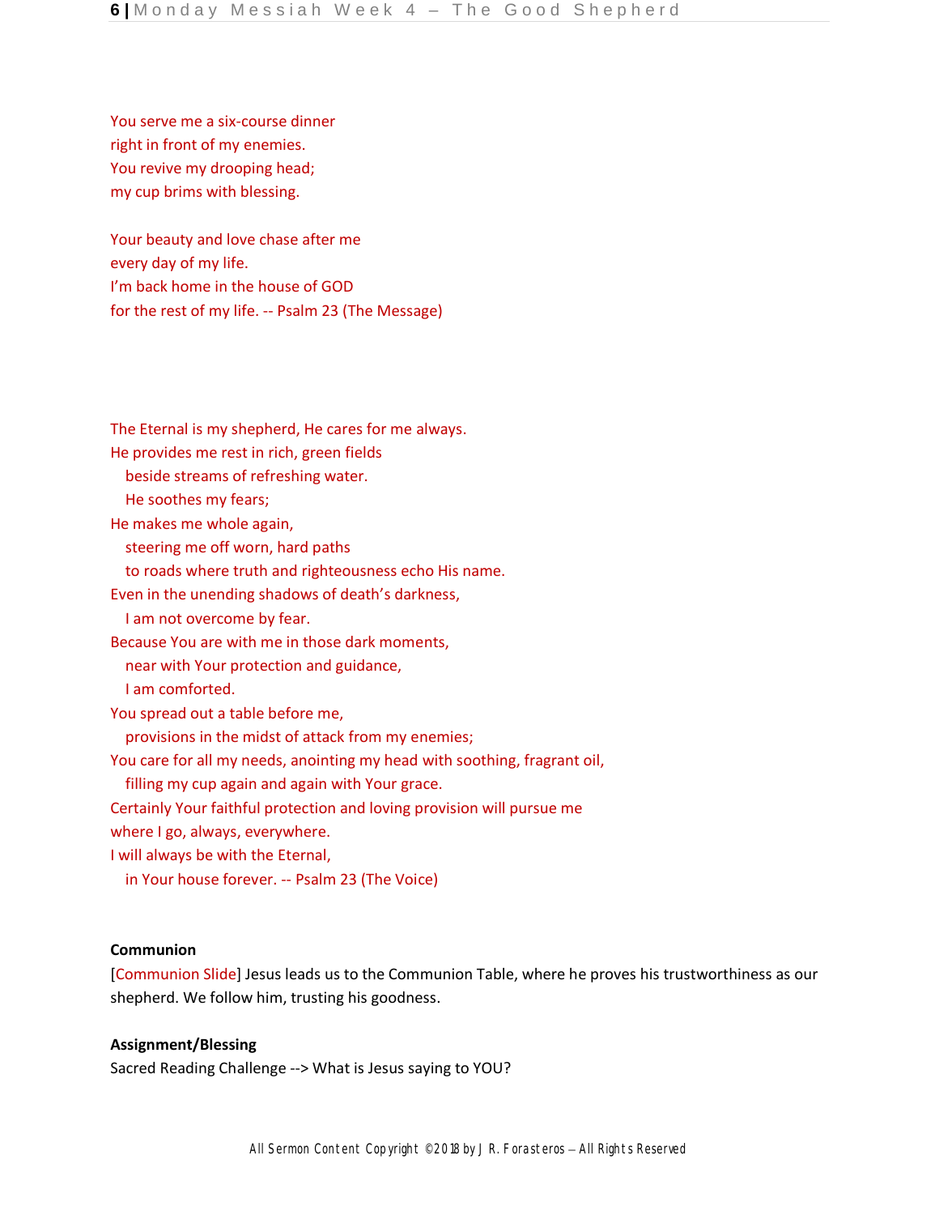You serve me a six-course dinner  
right in front of my enemies.  
You revive my drooping head;  
my cup brims with blessing.

Your beauty and love chase after me  
every day of my life.  
I'm back home in the house of GOD  
for the rest of my life. -- Psalm 23 (The Message)

The Eternal is my shepherd, He cares for me always.  
He provides me rest in rich, green fields  
  beside streams of refreshing water.  
  He soothes my fears;  
He makes me whole again,  
  steering me off worn, hard paths  
  to roads where truth and righteousness echo His name.  
Even in the unending shadows of death's darkness,  
  I am not overcome by fear.  
Because You are with me in those dark moments,  
  near with Your protection and guidance,  
  I am comforted.  
You spread out a table before me,  
  provisions in the midst of attack from my enemies;  
You care for all my needs, anointing my head with soothing, fragrant oil,  
  filling my cup again and again with Your grace.  
Certainly Your faithful protection and loving provision will pursue me  
where I go, always, everywhere.  
I will always be with the Eternal,  
  in Your house forever. -- Psalm 23 (The Voice)

**Communion**

[Communion Slide] Jesus leads us to the Communion Table, where he proves his trustworthiness as our shepherd. We follow him, trusting his goodness.

**Assignment/Blessing**

Sacred Reading Challenge --> What is Jesus saying to YOU?

All Sermon Content Copyright ©2018 by JR. Forasteros – All Rights Reserved